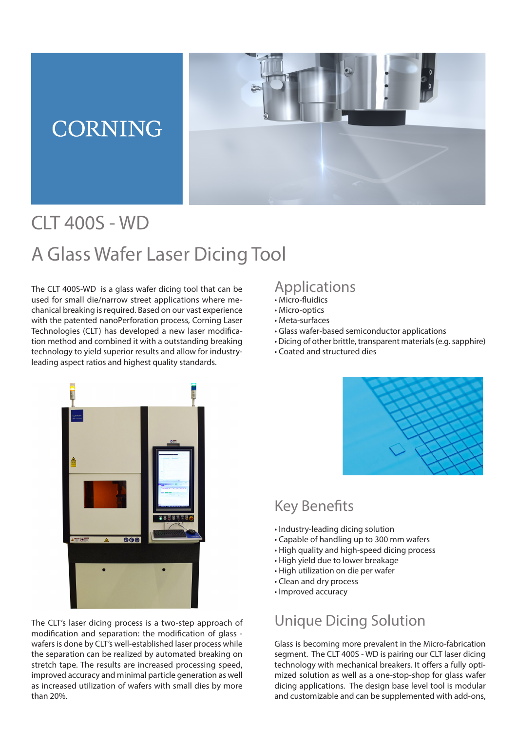CORNING

# CLT 400S - WD

# A Glass Wafer Laser Dicing Tool

The CLT 400S-WD is a glass wafer dicing tool that can be used for small die/narrow street applications where mechanical breaking is required. Based on our vast experience with the patented nanoPerforation process, Corning Laser Technologies (CLT) has developed a new laser modification method and combined it with a outstanding breaking technology to yield superior results and allow for industry-leading aspect ratios and highest quality standards.

The CLT's laser dicing process is a two-step approach of modification and separation: the modification of glass - wafers is done by CLT's well-established laser process while the separation can be realized by automated breaking on stretch tape. The results are increased processing speed, improved accuracy and minimal particle generation as well as increased utilization of wafers with small dies by more than 20%.

## Applications

- Micro-fluidics
- Micro-optics
- Meta-surfaces
- Glass wafer-based semiconductor applications
- Dicing of other brittle, transparent materials (e.g. sapphire)
- Coated and structured dies

## Key Benefits

- Industry-leading dicing solution
- Capable of handling up to 300 mm wafers
- High quality and high-speed dicing process
- High yield due to lower breakage
- High utilization on die per wafer
- Clean and dry process
- Improved accuracy

## Unique Dicing Solution

Glass is becoming more prevalent in the Micro-fabrication segment. The CLT 400S - WD is pairing our CLT laser dicing technology with mechanical breakers. It offers a fully optimized solution as well as a one-stop-shop for glass wafer dicing applications. The design base level tool is modular and customizable and can be supplemented with add-ons,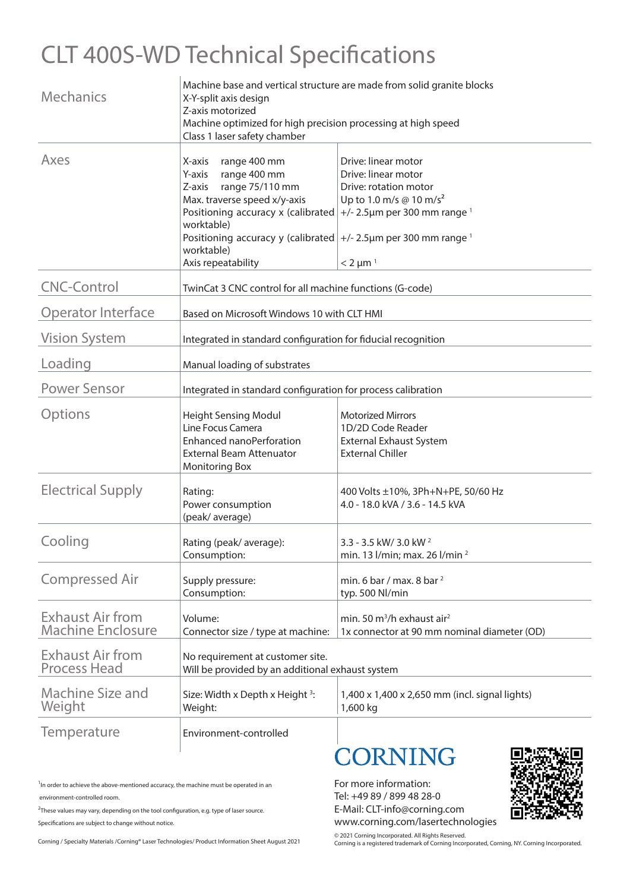# CLT 400S-WD Technical Specifications

| | | |
|---|---|---|
| Mechanics | Machine base and vertical structure are made from solid granite blocks<br>X-Y-split axis design<br>Z-axis motorized<br>Machine optimized for high precision processing at high speed<br>Class 1 laser safety chamber | |
| Axes | X-axis range 400 mm<br>Y-axis range 400 mm<br>Z-axis range 75/110 mm<br>Max. traverse speed x/y-axis<br>Positioning accuracy x (calibrated worktable)<br>Positioning accuracy y (calibrated worktable)<br>Axis repeatability | Drive: linear motor<br>Drive: linear motor<br>Drive: rotation motor<br>Up to 1.0 m/s @ 10 m/s²<br>+/- 2.5µm per 300 mm range [1]<br>+/- 2.5µm per 300 mm range [1]<br>< 2 µm [1] |
| CNC-Control | TwinCat 3 CNC control for all machine functions (G-code) | |
| Operator Interface | Based on Microsoft Windows 10 with CLT HMI | |
| Vision System | Integrated in standard configuration for fiducial recognition | |
| Loading | Manual loading of substrates | |
| Power Sensor | Integrated in standard configuration for process calibration | |
| Options | Height Sensing Modul<br>Line Focus Camera<br>Enhanced nanoPerforation<br>External Beam Attenuator<br>Monitoring Box | Motorized Mirrors<br>1D/2D Code Reader<br>External Exhaust System<br>External Chiller |
| Electrical Supply | Rating:<br>Power consumption (peak/ average) | 400 Volts ±10%, 3Ph+N+PE, 50/60 Hz<br>4.0 - 18.0 kVA / 3.6 - 14.5 kVA |
| Cooling | Rating (peak/ average):<br>Consumption: | 3.3 - 3.5 kW/ 3.0 kW [2]<br>min. 13 l/min; max. 26 l/min [2] |
| Compressed Air | Supply pressure:<br>Consumption: | min. 6 bar / max. 8 bar [2]<br>typ. 500 Nl/min |
| Exhaust Air from Machine Enclosure | Volume:<br>Connector size / type at machine: | min. 50 m³/h exhaust air[2]<br>1x connector at 90 mm nominal diameter (OD) |
| Exhaust Air from Process Head | No requirement at customer site.<br>Will be provided by an additional exhaust system | |
| Machine Size and Weight | Size: Width x Depth x Height [3]:<br>Weight: | 1,400 x 1,400 x 2,650 mm (incl. signal lights)<br>1,600 kg |
| Temperature | Environment-controlled | |

[1] In order to achieve the above-mentioned accuracy, the machine must be operated in an environment-controlled room.

[2] These values may vary, depending on the tool configuration, e.g. type of laser source.

Specifications are subject to change without notice.

Corning / Specialty Materials /Corning® Laser Technologies/ Product Information Sheet August 2021

CORNING

For more information:
Tel: +49 89 / 899 48 28-0
E-Mail: CLT-info@corning.com
www.corning.com/lasertechnologies

© 2021 Corning Incorporated. All Rights Reserved.
Corning is a registered trademark of Corning Incorporated, Corning, NY. Corning Incorporated.